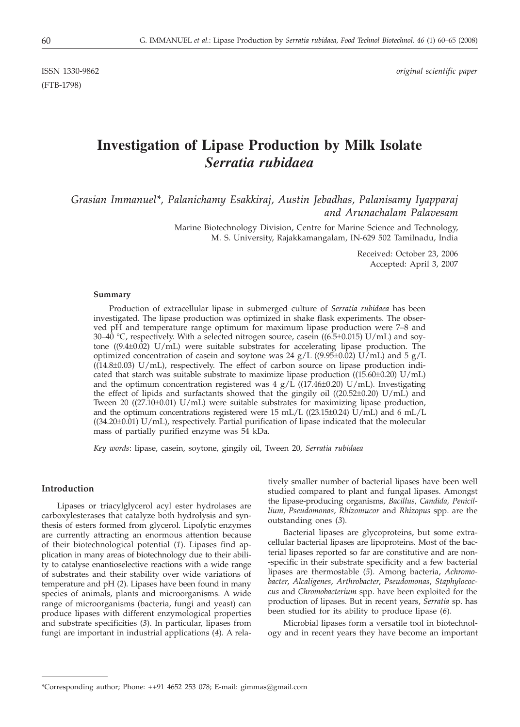ISSN 1330-9862 *original scientific paper*
(FTB-1798)

# Investigation of Lipase Production by Milk Isolate *Serratia rubidaea*

*Grasian Immanuel\*, Palanichamy Esakkiraj, Austin Jebadhas, Palanisamy Iyapparaj and Arunachalam Palavesam*

Marine Biotechnology Division, Centre for Marine Science and Technology, M. S. University, Rajakkamangalam, IN-629 502 Tamilnadu, India

Received: October 23, 2006
Accepted: April 3, 2007

#### Summary

Production of extracellular lipase in submerged culture of *Serratia rubidaea* has been investigated. The lipase production was optimized in shake flask experiments. The observed pH and temperature range optimum for maximum lipase production were 7–8 and 30–40 °C, respectively. With a selected nitrogen source, casein ((6.5±0.015) U/mL) and soytone ((9.4±0.02) U/mL) were suitable substrates for accelerating lipase production. The optimized concentration of casein and soytone was 24 g/L ((9.95±0.02) U/mL) and 5 g/L ((14.8±0.03) U/mL), respectively. The effect of carbon source on lipase production indicated that starch was suitable substrate to maximize lipase production ((15.60±0.20) U/mL) and the optimum concentration registered was 4 g/L ((17.46±0.20) U/mL). Investigating the effect of lipids and surfactants showed that the gingily oil ((20.52±0.20) U/mL) and Tween 20 ((27.10±0.01) U/mL) were suitable substrates for maximizing lipase production, and the optimum concentrations registered were 15 mL/L ((23.15±0.24) U/mL) and 6 mL/L ((34.20±0.01) U/mL), respectively. Partial purification of lipase indicated that the molecular mass of partially purified enzyme was 54 kDa.

*Key words*: lipase, casein, soytone, gingily oil, Tween 20, *Serratia rubidaea*

## Introduction

Lipases or triacylglycerol acyl ester hydrolases are carboxylesterases that catalyze both hydrolysis and synthesis of esters formed from glycerol. Lipolytic enzymes are currently attracting an enormous attention because of their biotechnological potential (*1*). Lipases find application in many areas of biotechnology due to their ability to catalyse enantioselective reactions with a wide range of substrates and their stability over wide variations of temperature and pH (*2*). Lipases have been found in many species of animals, plants and microorganisms. A wide range of microorganisms (bacteria, fungi and yeast) can produce lipases with different enzymological properties and substrate specificities (*3*). In particular, lipases from fungi are important in industrial applications (*4*). A relatively smaller number of bacterial lipases have been well studied compared to plant and fungal lipases. Amongst the lipase-producing organisms, *Bacillus, Candida, Penicillium, Pseudomonas, Rhizomucor* and *Rhizopus* spp. are the outstanding ones (*3*).

Bacterial lipases are glycoproteins, but some extracellular bacterial lipases are lipoproteins. Most of the bacterial lipases reported so far are constitutive and are non-specific in their substrate specificity and a few bacterial lipases are thermostable (*5*). Among bacteria, *Achromobacter, Alcaligenes, Arthrobacter, Pseudomonas, Staphylococcus* and *Chromobacterium* spp. have been exploited for the production of lipases. But in recent years, *Serratia* sp. has been studied for its ability to produce lipase (*6*).

Microbial lipases form a versatile tool in biotechnology and in recent years they have become an important

\*Corresponding author; Phone: ++91 4652 253 078; E-mail: gimmas@gmail.com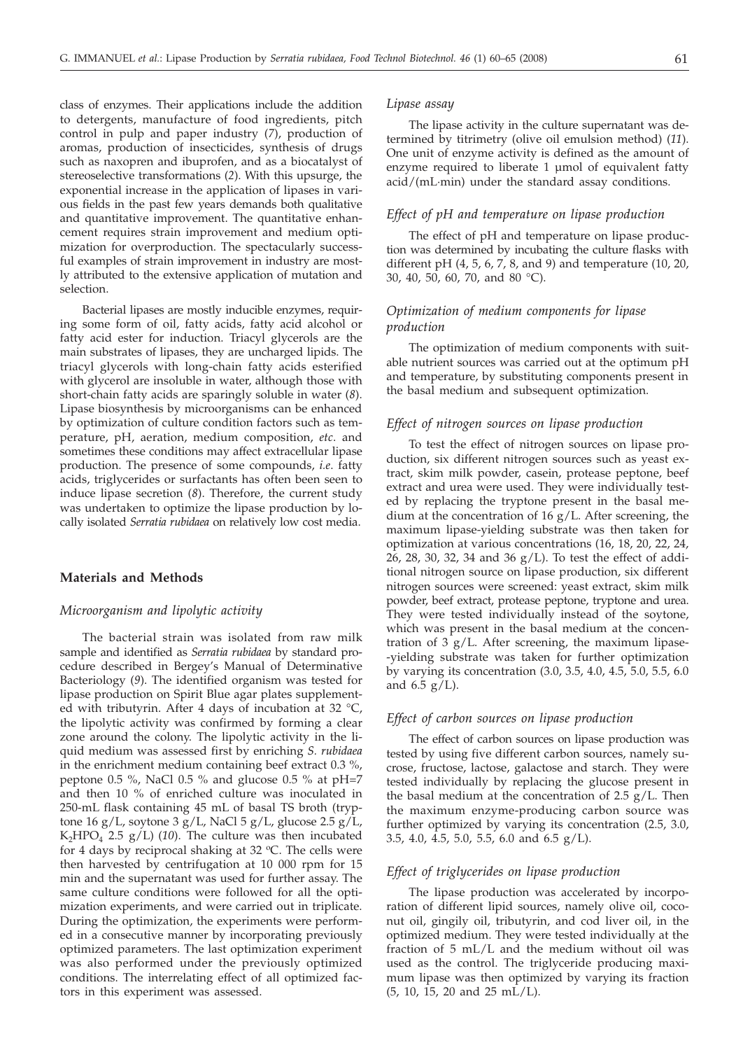class of enzymes. Their applications include the addition to detergents, manufacture of food ingredients, pitch control in pulp and paper industry (*7*), production of aromas, production of insecticides, synthesis of drugs such as naxopren and ibuprofen, and as a biocatalyst of stereoselective transformations (*2*). With this upsurge, the exponential increase in the application of lipases in various fields in the past few years demands both qualitative and quantitative improvement. The quantitative enhancement requires strain improvement and medium optimization for overproduction. The spectacularly successful examples of strain improvement in industry are mostly attributed to the extensive application of mutation and selection.

Bacterial lipases are mostly inducible enzymes, requiring some form of oil, fatty acids, fatty acid alcohol or fatty acid ester for induction. Triacyl glycerols are the main substrates of lipases, they are uncharged lipids. The triacyl glycerols with long-chain fatty acids esterified with glycerol are insoluble in water, although those with short-chain fatty acids are sparingly soluble in water (*8*). Lipase biosynthesis by microorganisms can be enhanced by optimization of culture condition factors such as temperature, pH, aeration, medium composition, *etc*. and sometimes these conditions may affect extracellular lipase production. The presence of some compounds, *i.e*. fatty acids, triglycerides or surfactants has often been seen to induce lipase secretion (*8*). Therefore, the current study was undertaken to optimize the lipase production by locally isolated *Serratia rubidaea* on relatively low cost media.

## Materials and Methods

### *Microorganism and lipolytic activity*

The bacterial strain was isolated from raw milk sample and identified as *Serratia rubidaea* by standard procedure described in Bergey's Manual of Determinative Bacteriology (*9*). The identified organism was tested for lipase production on Spirit Blue agar plates supplemented with tributyrin. After 4 days of incubation at 32 °C, the lipolytic activity was confirmed by forming a clear zone around the colony. The lipolytic activity in the liquid medium was assessed first by enriching *S. rubidaea* in the enrichment medium containing beef extract 0.3 %, peptone 0.5 %, NaCl 0.5 % and glucose 0.5 % at pH=7 and then 10 % of enriched culture was inoculated in 250-mL flask containing 45 mL of basal TS broth (tryptone 16 g/L, soytone 3 g/L, NaCl 5 g/L, glucose 2.5 g/L, $K_2HPO_4$ 2.5 g/L) (*10*). The culture was then incubated for 4 days by reciprocal shaking at 32 ºC. The cells were then harvested by centrifugation at 10 000 rpm for 15 min and the supernatant was used for further assay. The same culture conditions were followed for all the optimization experiments, and were carried out in triplicate. During the optimization, the experiments were performed in a consecutive manner by incorporating previously optimized parameters. The last optimization experiment was also performed under the previously optimized conditions. The interrelating effect of all optimized factors in this experiment was assessed.

### *Lipase assay*

The lipase activity in the culture supernatant was determined by titrimetry (olive oil emulsion method) (*11*). One unit of enzyme activity is defined as the amount of enzyme required to liberate 1 μmol of equivalent fatty acid/(mL·min) under the standard assay conditions.

### *Effect of pH and temperature on lipase production*

The effect of pH and temperature on lipase production was determined by incubating the culture flasks with different pH (4, 5, 6, 7, 8, and 9) and temperature (10, 20, 30, 40, 50, 60, 70, and 80 °C).

### *Optimization of medium components for lipase production*

The optimization of medium components with suitable nutrient sources was carried out at the optimum pH and temperature, by substituting components present in the basal medium and subsequent optimization.

### *Effect of nitrogen sources on lipase production*

To test the effect of nitrogen sources on lipase production, six different nitrogen sources such as yeast extract, skim milk powder, casein, protease peptone, beef extract and urea were used. They were individually tested by replacing the tryptone present in the basal medium at the concentration of 16 g/L. After screening, the maximum lipase-yielding substrate was then taken for optimization at various concentrations (16, 18, 20, 22, 24, 26, 28, 30, 32, 34 and 36 g/L). To test the effect of additional nitrogen source on lipase production, six different nitrogen sources were screened: yeast extract, skim milk powder, beef extract, protease peptone, tryptone and urea. They were tested individually instead of the soytone, which was present in the basal medium at the concentration of 3 g/L. After screening, the maximum lipase-yielding substrate was taken for further optimization by varying its concentration (3.0, 3.5, 4.0, 4.5, 5.0, 5.5, 6.0 and 6.5 g/L).

### *Effect of carbon sources on lipase production*

The effect of carbon sources on lipase production was tested by using five different carbon sources, namely sucrose, fructose, lactose, galactose and starch. They were tested individually by replacing the glucose present in the basal medium at the concentration of 2.5 g/L. Then the maximum enzyme-producing carbon source was further optimized by varying its concentration (2.5, 3.0, 3.5, 4.0, 4.5, 5.0, 5.5, 6.0 and 6.5 g/L).

### *Effect of triglycerides on lipase production*

The lipase production was accelerated by incorporation of different lipid sources, namely olive oil, coconut oil, gingily oil, tributyrin, and cod liver oil, in the optimized medium. They were tested individually at the fraction of 5 mL/L and the medium without oil was used as the control. The triglyceride producing maximum lipase was then optimized by varying its fraction (5, 10, 15, 20 and 25 mL/L).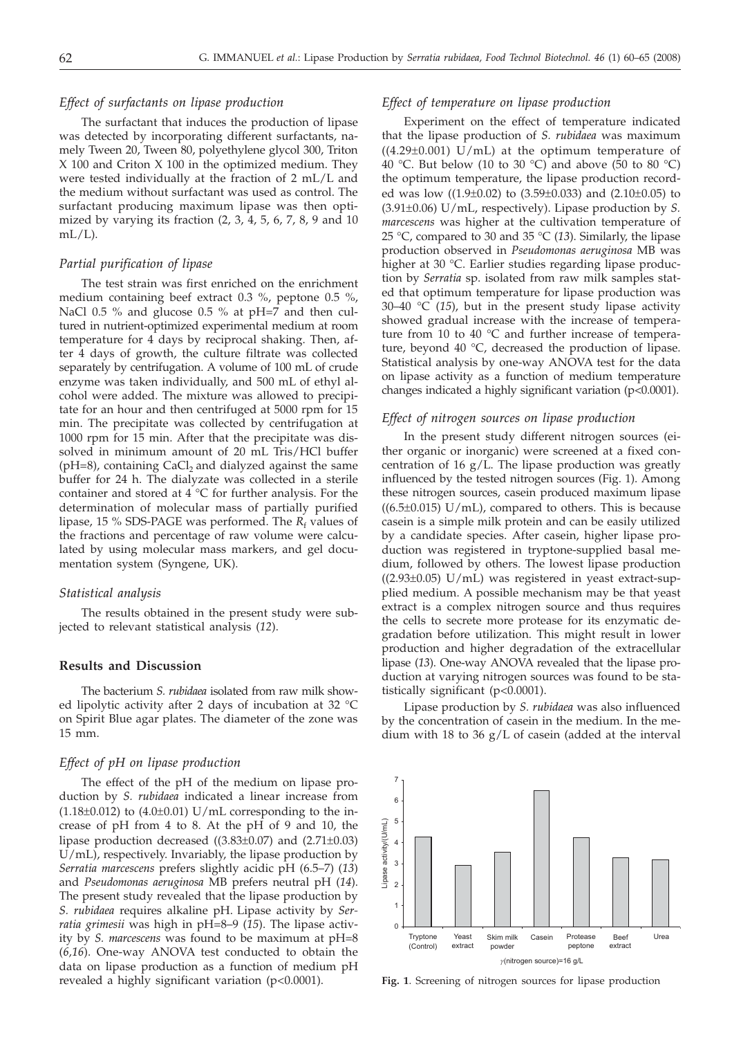### *Effect of surfactants on lipase production*

The surfactant that induces the production of lipase was detected by incorporating different surfactants, namely Tween 20, Tween 80, polyethylene glycol 300, Triton X 100 and Criton X 100 in the optimized medium. They were tested individually at the fraction of 2 mL/L and the medium without surfactant was used as control. The surfactant producing maximum lipase was then optimized by varying its fraction (2, 3, 4, 5, 6, 7, 8, 9 and 10 mL/L).

### *Partial purification of lipase*

The test strain was first enriched on the enrichment medium containing beef extract 0.3 %, peptone 0.5 %, NaCl 0.5 % and glucose 0.5 % at pH=7 and then cultured in nutrient-optimized experimental medium at room temperature for 4 days by reciprocal shaking. Then, after 4 days of growth, the culture filtrate was collected separately by centrifugation. A volume of 100 mL of crude enzyme was taken individually, and 500 mL of ethyl alcohol were added. The mixture was allowed to precipitate for an hour and then centrifuged at 5000 rpm for 15 min. The precipitate was collected by centrifugation at 1000 rpm for 15 min. After that the precipitate was dissolved in minimum amount of 20 mL Tris/HCl buffer (pH=8), containing $CaCl_2$ and dialyzed against the same buffer for 24 h. The dialyzate was collected in a sterile container and stored at 4 °C for further analysis. For the determination of molecular mass of partially purified lipase, 15 % SDS-PAGE was performed. The $R_f$ values of the fractions and percentage of raw volume were calculated by using molecular mass markers, and gel documentation system (Syngene, UK).

### *Statistical analysis*

The results obtained in the present study were subjected to relevant statistical analysis (*12*).

## Results and Discussion

The bacterium *S. rubidaea* isolated from raw milk showed lipolytic activity after 2 days of incubation at 32 °C on Spirit Blue agar plates. The diameter of the zone was 15 mm.

### *Effect of pH on lipase production*

The effect of the pH of the medium on lipase production by *S. rubidaea* indicated a linear increase from (1.18±0.012) to (4.0±0.01) U/mL corresponding to the increase of pH from 4 to 8. At the pH of 9 and 10, the lipase production decreased ((3.83±0.07) and (2.71±0.03) U/mL), respectively. Invariably, the lipase production by *Serratia marcescens* prefers slightly acidic pH (6.5–7) (*13*) and *Pseudomonas aeruginosa* MB prefers neutral pH (*14*). The present study revealed that the lipase production by *S. rubidaea* requires alkaline pH. Lipase activity by *Serratia grimesii* was high in pH=8–9 (*15*). The lipase activity by *S. marcescens* was found to be maximum at pH=8 (*6,16*). One-way ANOVA test conducted to obtain the data on lipase production as a function of medium pH revealed a highly significant variation ($p<0.0001$).

### *Effect of temperature on lipase production*

Experiment on the effect of temperature indicated that the lipase production of *S. rubidaea* was maximum ((4.29±0.001) U/mL) at the optimum temperature of 40 °C. But below (10 to 30 °C) and above (50 to 80 °C) the optimum temperature, the lipase production recorded was low ((1.9±0.02) to (3.59±0.033) and (2.10±0.05) to (3.91±0.06) U/mL, respectively). Lipase production by *S. marcescens* was higher at the cultivation temperature of 25 °C, compared to 30 and 35 °C (*13*). Similarly, the lipase production observed in *Pseudomonas aeruginosa* MB was higher at 30 °C. Earlier studies regarding lipase production by *Serratia* sp. isolated from raw milk samples stated that optimum temperature for lipase production was 30–40 °C (*15*), but in the present study lipase activity showed gradual increase with the increase of temperature from 10 to 40 °C and further increase of temperature, beyond 40 °C, decreased the production of lipase. Statistical analysis by one-way ANOVA test for the data on lipase activity as a function of medium temperature changes indicated a highly significant variation ($p<0.0001$).

### *Effect of nitrogen sources on lipase production*

In the present study different nitrogen sources (either organic or inorganic) were screened at a fixed concentration of 16 g/L. The lipase production was greatly influenced by the tested nitrogen sources (Fig. 1). Among these nitrogen sources, casein produced maximum lipase ((6.5±0.015) U/mL), compared to others. This is because casein is a simple milk protein and can be easily utilized by a candidate species. After casein, higher lipase production was registered in tryptone-supplied basal medium, followed by others. The lowest lipase production ((2.93±0.05) U/mL) was registered in yeast extract-supplied medium. A possible mechanism may be that yeast extract is a complex nitrogen source and thus requires the cells to secrete more protease for its enzymatic degradation before utilization. This might result in lower production and higher degradation of the extracellular lipase (*13*). One-way ANOVA revealed that the lipase production at varying nitrogen sources was found to be statistically significant ($p<0.0001$).

Lipase production by *S. rubidaea* was also influenced by the concentration of casein in the medium. In the medium with 18 to 36 g/L of casein (added at the interval

**Fig. 1**. Screening of nitrogen sources for lipase production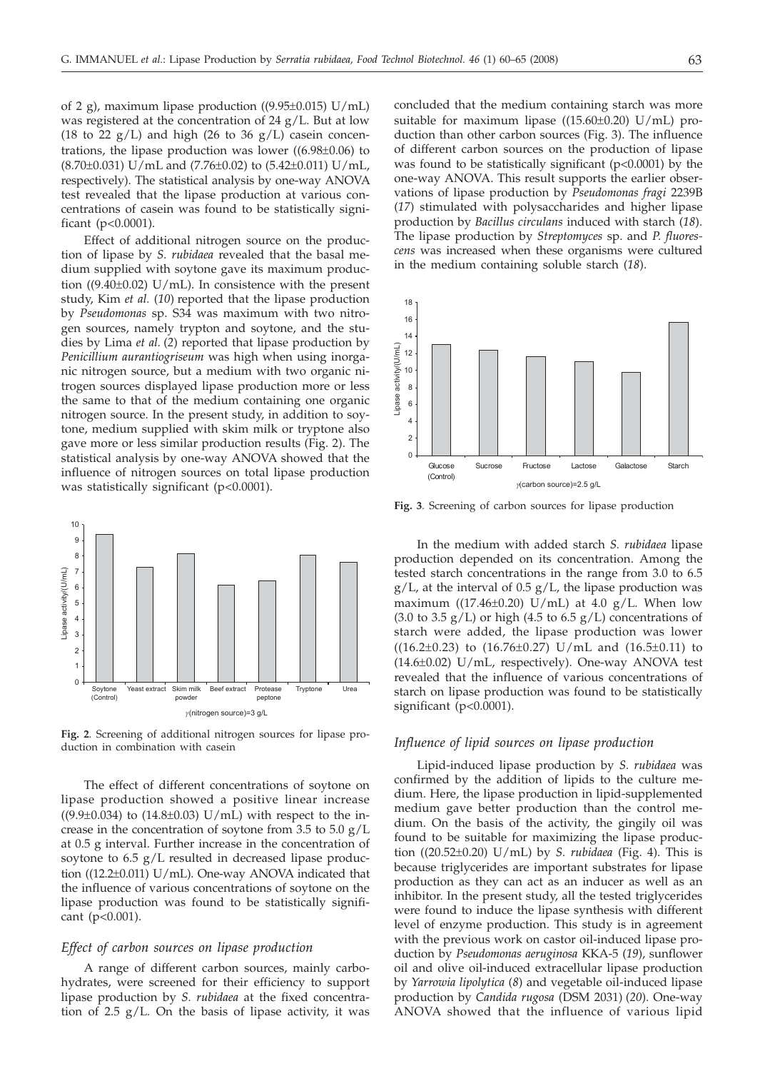of 2 g), maximum lipase production ((9.95±0.015) U/mL) was registered at the concentration of 24 g/L. But at low (18 to 22 g/L) and high (26 to 36 g/L) casein concentrations, the lipase production was lower ((6.98±0.06) to (8.70±0.031) U/mL and (7.76±0.02) to (5.42±0.011) U/mL, respectively). The statistical analysis by one-way ANOVA test revealed that the lipase production at various concentrations of casein was found to be statistically significant ($p<0.0001$).

Effect of additional nitrogen source on the production of lipase by *S. rubidaea* revealed that the basal medium supplied with soytone gave its maximum production ((9.40±0.02) U/mL). In consistence with the present study, Kim *et al.* (*10*) reported that the lipase production by *Pseudomonas* sp. S34 was maximum with two nitrogen sources, namely trypton and soytone, and the studies by Lima *et al.* (*2*) reported that lipase production by *Penicillium aurantiogriseum* was high when using inorganic nitrogen source, but a medium with two organic nitrogen sources displayed lipase production more or less the same to that of the medium containing one organic nitrogen source. In the present study, in addition to soytone, medium supplied with skim milk or tryptone also gave more or less similar production results (Fig. 2). The statistical analysis by one-way ANOVA showed that the influence of nitrogen sources on total lipase production was statistically significant ($p<0.0001$).

**Fig. 2**. Screening of additional nitrogen sources for lipase production in combination with casein

The effect of different concentrations of soytone on lipase production showed a positive linear increase ((9.9±0.034) to (14.8±0.03) U/mL) with respect to the increase in the concentration of soytone from 3.5 to 5.0 g/L at 0.5 g interval. Further increase in the concentration of soytone to 6.5 g/L resulted in decreased lipase production ((12.2±0.011) U/mL). One-way ANOVA indicated that the influence of various concentrations of soytone on the lipase production was found to be statistically significant ($p<0.001$).

### *Effect of carbon sources on lipase production*

A range of different carbon sources, mainly carbohydrates, were screened for their efficiency to support lipase production by *S. rubidaea* at the fixed concentration of 2.5 g/L. On the basis of lipase activity, it was concluded that the medium containing starch was more suitable for maximum lipase ((15.60±0.20) U/mL) production than other carbon sources (Fig. 3). The influence of different carbon sources on the production of lipase was found to be statistically significant ($p<0.0001$) by the one-way ANOVA. This result supports the earlier observations of lipase production by *Pseudomonas fragi* 2239B (*17*) stimulated with polysaccharides and higher lipase production by *Bacillus circulans* induced with starch (*18*). The lipase production by *Streptomyces* sp. and *P. fluorescens* was increased when these organisms were cultured in the medium containing soluble starch (*18*).

**Fig. 3**. Screening of carbon sources for lipase production

In the medium with added starch *S. rubidaea* lipase production depended on its concentration. Among the tested starch concentrations in the range from 3.0 to 6.5 g/L, at the interval of 0.5 g/L, the lipase production was maximum ((17.46±0.20) U/mL) at 4.0 g/L. When low (3.0 to 3.5 g/L) or high (4.5 to 6.5 g/L) concentrations of starch were added, the lipase production was lower ((16.2±0.23) to (16.76±0.27) U/mL and (16.5±0.11) to (14.6±0.02) U/mL, respectively). One-way ANOVA test revealed that the influence of various concentrations of starch on lipase production was found to be statistically significant ($p<0.0001$).

### *Influence of lipid sources on lipase production*

Lipid-induced lipase production by *S. rubidaea* was confirmed by the addition of lipids to the culture medium. Here, the lipase production in lipid-supplemented medium gave better production than the control medium. On the basis of the activity, the gingily oil was found to be suitable for maximizing the lipase production ((20.52±0.20) U/mL) by *S. rubidaea* (Fig. 4). This is because triglycerides are important substrates for lipase production as they can act as an inducer as well as an inhibitor. In the present study, all the tested triglycerides were found to induce the lipase synthesis with different level of enzyme production. This study is in agreement with the previous work on castor oil-induced lipase production by *Pseudomonas aeruginosa* KKA-5 (*19*), sunflower oil and olive oil-induced extracellular lipase production by *Yarrowia lipolytica* (*8*) and vegetable oil-induced lipase production by *Candida rugosa* (DSM 2031) (*20*). One-way ANOVA showed that the influence of various lipid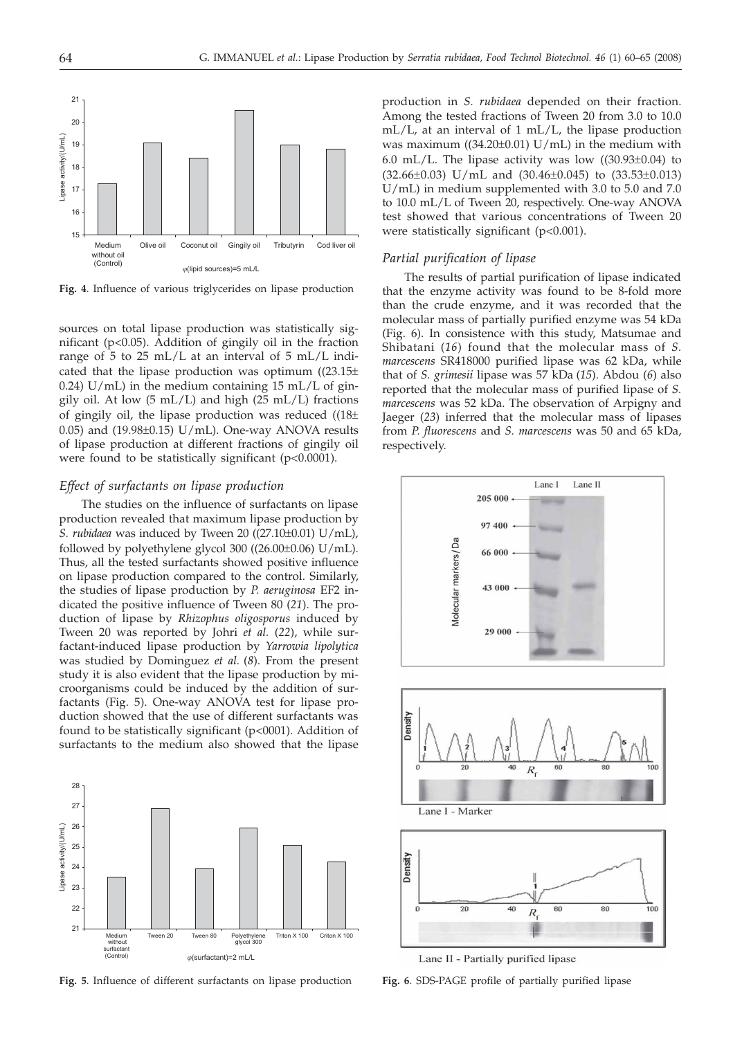Fig. 4. Influence of various triglycerides on lipase production

sources on total lipase production was statistically significant ($p<0.05$). Addition of gingily oil in the fraction range of 5 to 25 mL/L at an interval of 5 mL/L indicated that the lipase production was optimum ((23.15± 0.24) U/mL) in the medium containing 15 mL/L of gingily oil. At low (5 mL/L) and high (25 mL/L) fractions of gingily oil, the lipase production was reduced ((18± 0.05) and (19.98±0.15) U/mL). One-way ANOVA results of lipase production at different fractions of gingily oil were found to be statistically significant ($p<0.0001$).

### *Effect of surfactants on lipase production*

The studies on the influence of surfactants on lipase production revealed that maximum lipase production by *S. rubidaea* was induced by Tween 20 ((27.10±0.01) U/mL), followed by polyethylene glycol 300 ((26.00±0.06) U/mL). Thus, all the tested surfactants showed positive influence on lipase production compared to the control. Similarly, the studies of lipase production by *P. aeruginosa* EF2 indicated the positive influence of Tween 80 (*21*). The production of lipase by *Rhizophus oligosporus* induced by Tween 20 was reported by Johri *et al.* (*22*), while surfactant-induced lipase production by *Yarrowia lipolytica* was studied by Dominguez *et al.* (*8*). From the present study it is also evident that the lipase production by microorganisms could be induced by the addition of surfactants (Fig. 5). One-way ANOVA test for lipase production showed that the use of different surfactants was found to be statistically significant ($p<0001$). Addition of surfactants to the medium also showed that the lipase production in *S. rubidaea* depended on their fraction. Among the tested fractions of Tween 20 from 3.0 to 10.0 mL/L, at an interval of 1 mL/L, the lipase production was maximum ((34.20±0.01) U/mL) in the medium with 6.0 mL/L. The lipase activity was low ((30.93±0.04) to (32.66±0.03) U/mL and (30.46±0.045) to (33.53±0.013) U/mL) in medium supplemented with 3.0 to 5.0 and 7.0 to 10.0 mL/L of Tween 20, respectively. One-way ANOVA test showed that various concentrations of Tween 20 were statistically significant ($p<0.001$).

Fig. 5. Influence of different surfactants on lipase production

### *Partial purification of lipase*

The results of partial purification of lipase indicated that the enzyme activity was found to be 8-fold more than the crude enzyme, and it was recorded that the molecular mass of partially purified enzyme was 54 kDa (Fig. 6). In consistence with this study, Matsumae and Shibatani (*16*) found that the molecular mass of *S. marcescens* SR418000 purified lipase was 62 kDa, while that of *S. grimesii* lipase was 57 kDa (*15*). Abdou (*6*) also reported that the molecular mass of purified lipase of *S. marcescens* was 52 kDa. The observation of Arpigny and Jaeger (*23*) inferred that the molecular mass of lipases from *P. fluorescens* and *S. marcescens* was 50 and 65 kDa, respectively.

Fig. 6. SDS-PAGE profile of partially purified lipase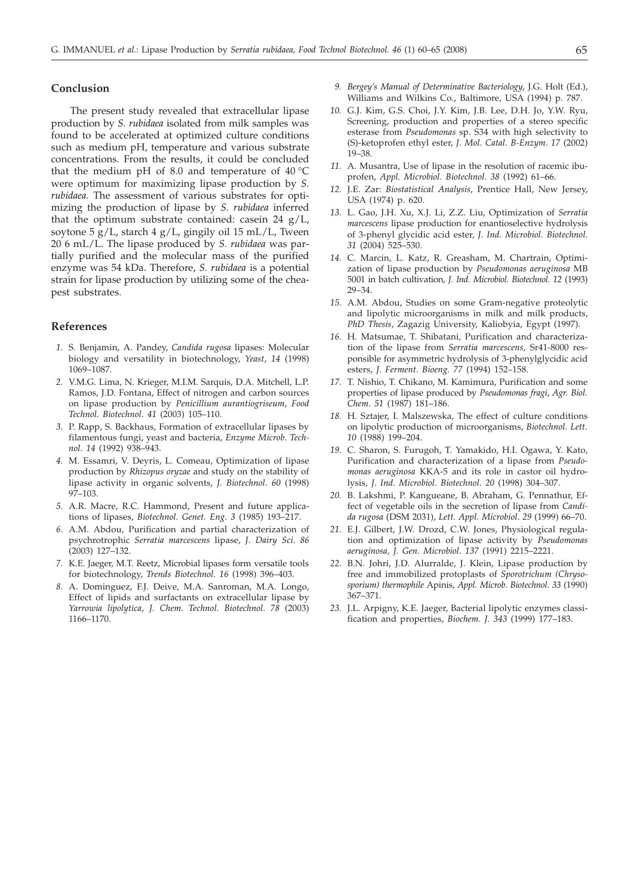## Conclusion

The present study revealed that extracellular lipase production by *S. rubidaea* isolated from milk samples was found to be accelerated at optimized culture conditions such as medium pH, temperature and various substrate concentrations. From the results, it could be concluded that the medium pH of 8.0 and temperature of 40 °C were optimum for maximizing lipase production by *S. rubidaea.* The assessment of various substrates for optimizing the production of lipase by *S. rubidaea* inferred that the optimum substrate contained: casein 24 g/L, soytone 5 g/L, starch 4 g/L, gingily oil 15 mL/L, Tween 20 6 mL/L. The lipase produced by *S. rubidaea* was partially purified and the molecular mass of the purified enzyme was 54 kDa. Therefore, *S. rubidaea* is a potential strain for lipase production by utilizing some of the cheapest substrates.

## References

1. S. Benjamin, A. Pandey, *Candida rugosa* lipases: Molecular biology and versatility in biotechnology, *Yeast*, *14* (1998) 1069–1087.
2. V.M.G. Lima, N. Krieger, M.I.M. Sarquis, D.A. Mitchell, L.P. Ramos, J.D. Fontana, Effect of nitrogen and carbon sources on lipase production by *Penicillium aurantiogriseum*, *Food Technol. Biotechnol. 41* (2003) 105–110.
3. P. Rapp, S. Backhaus, Formation of extracellular lipases by filamentous fungi, yeast and bacteria, *Enzyme Microb. Technol. 14* (1992) 938–943.
4. M. Essamri, V. Deyris, L. Comeau, Optimization of lipase production by *Rhizopus oryzae* and study on the stability of lipase activity in organic solvents, *J. Biotechnol. 60* (1998) 97–103.
5. A.R. Macre, R.C. Hammond, Present and future applications of lipases, *Biotechnol. Genet. Eng. 3* (1985) 193–217.
6. A.M. Abdou, Purification and partial characterization of psychrotrophic *Serratia marcescens* lipase, *J. Dairy Sci. 86* (2003) 127–132.
7. K.E. Jaeger, M.T. Reetz, Microbial lipases form versatile tools for biotechnology, *Trends Biotechnol. 16* (1998) 396–403.
8. A. Dominguez, F.J. Deive, M.A. Sanroman, M.A. Longo, Effect of lipids and surfactants on extracellular lipase by *Yarrowia lipolytica*, *J. Chem. Technol. Biotechnol. 78* (2003) 1166–1170.
9. *Bergey's Manual of Determinative Bacteriology*, J.G. Holt (Ed.), Williams and Wilkins Co., Baltimore, USA (1994) p. 787.
10. G.J. Kim, G.S. Choi, J.Y. Kim, J.B. Lee, D.H. Jo, Y.W. Ryu, Screening, production and properties of a stereo specific esterase from *Pseudomonas* sp. S34 with high selectivity to (S)-ketoprofen ethyl ester, *J. Mol. Catal. B-Enzym. 17* (2002) 19–38.
11. A. Musantra, Use of lipase in the resolution of racemic ibuprofen, *Appl. Microbiol. Biotechnol. 38* (1992) 61–66.
12. J.E. Zar: *Biostatistical Analysis*, Prentice Hall, New Jersey, USA (1974) p. 620.
13. L. Gao, J.H. Xu, X.J. Li, Z.Z. Liu, Optimization of *Serratia marcescens* lipase production for enantioselective hydrolysis of 3-phenyl glycidic acid ester, *J. Ind. Microbiol. Biotechnol. 31* (2004) 525–530.
14. C. Marcin, L. Katz, R. Greasham, M. Chartrain, Optimization of lipase production by *Pseudomonas aeruginosa* MB 5001 in batch cultivation, *J. Ind. Microbiol. Biotechnol. 12* (1993) 29–34.
15. A.M. Abdou, Studies on some Gram-negative proteolytic and lipolytic microorganisms in milk and milk products, *PhD Thesis*, Zagazig University, Kaliobyia, Egypt (1997).
16. H. Matsumae, T. Shibatani, Purification and characterization of the lipase from *Serratia marcescens*, Sr41-8000 responsible for asymmetric hydrolysis of 3-phenylglycidic acid esters, *J. Ferment. Bioeng. 77* (1994) 152–158.
17. T. Nishio, T. Chikano, M. Kamimura, Purification and some properties of lipase produced by *Pseudomonas fragi*, *Agr. Biol. Chem. 51* (1987) 181–186.
18. H. Sztajer, I. Malszewska, The effect of culture conditions on lipolytic production of microorganisms, *Biotechnol. Lett. 10* (1988) 199–204.
19. C. Sharon, S. Furugoh, T. Yamakido, H.I. Ogawa, Y. Kato, Purification and characterization of a lipase from *Pseudomonas aeruginosa* KKA-5 and its role in castor oil hydrolysis, *J. Ind. Microbiol. Biotechnol. 20* (1998) 304–307.
20. B. Lakshmi, P. Kangueane, B. Abraham, G. Pennathur, Effect of vegetable oils in the secretion of lipase from *Candida rugosa* (DSM 2031), *Lett. Appl. Microbiol. 29* (1999) 66–70.
21. E.J. Gilbert, J.W. Drozd, C.W. Jones, Physiological regulation and optimization of lipase activity by *Pseudomonas aeruginosa, J. Gen. Microbiol. 137* (1991) 2215–2221.
22. B.N. Johri, J.D. Alurralde, J. Klein, Lipase production by free and immobilized protoplasts of *Sporotrichum (Chrysosporium) thermophile* Apinis, *Appl. Microb. Biotechnol. 33* (1990) 367–371.
23. J.L. Arpigny, K.E. Jaeger, Bacterial lipolytic enzymes classification and properties, *Biochem. J. 343* (1999) 177–183.